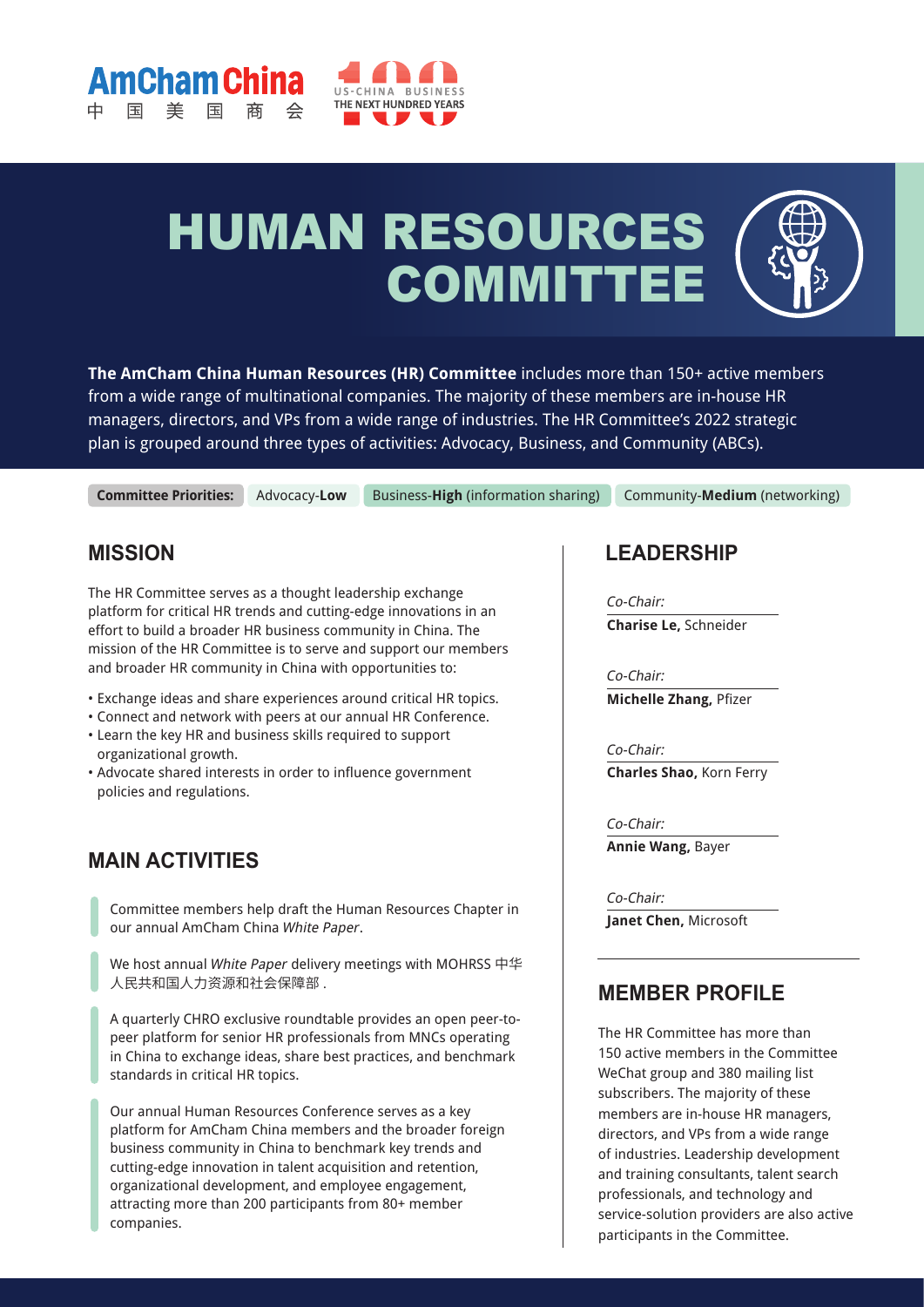AmCham China 中国美国商会

# HUMAN RESOURCES COMMITTEE

**The AmCham China Human Resources (HR) Committee** includes more than 150+ active members from a wide range of multinational companies. The majority of these members are in-house HR managers, directors, and VPs from a wide range of industries. The HR Committee's 2022 strategic plan is grouped around three types of activities: Advocacy, Business, and Community (ABCs).

| **Committee Priorities:** | Advocacy-**Low** | Business-**High** (information sharing) | Community-**Medium** (networking) |
| --- | --- | --- | --- |

## MISSION

The HR Committee serves as a thought leadership exchange platform for critical HR trends and cutting-edge innovations in an effort to build a broader HR business community in China. The mission of the HR Committee is to serve and support our members and broader HR community in China with opportunities to:

- Exchange ideas and share experiences around critical HR topics.
- Connect and network with peers at our annual HR Conference.
- Learn the key HR and business skills required to support organizational growth.
- Advocate shared interests in order to influence government policies and regulations.

## MAIN ACTIVITIES

Committee members help draft the Human Resources Chapter in our annual AmCham China *White Paper*.

We host annual *White Paper* delivery meetings with MOHRSS 中华人民共和国人力资源和社会保障部 .

A quarterly CHRO exclusive roundtable provides an open peer-to-peer platform for senior HR professionals from MNCs operating in China to exchange ideas, share best practices, and benchmark standards in critical HR topics.

Our annual Human Resources Conference serves as a key platform for AmCham China members and the broader foreign business community in China to benchmark key trends and cutting-edge innovation in talent acquisition and retention, organizational development, and employee engagement, attracting more than 200 participants from 80+ member companies.

## LEADERSHIP

*Co-Chair:*
**Charise Le,** Schneider

*Co-Chair:*
**Michelle Zhang,** Pfizer

*Co-Chair:*
**Charles Shao,** Korn Ferry

*Co-Chair:*
**Annie Wang,** Bayer

*Co-Chair:*
**Janet Chen,** Microsoft

## MEMBER PROFILE

The HR Committee has more than 150 active members in the Committee WeChat group and 380 mailing list subscribers. The majority of these members are in-house HR managers, directors, and VPs from a wide range of industries. Leadership development and training consultants, talent search professionals, and technology and service-solution providers are also active participants in the Committee.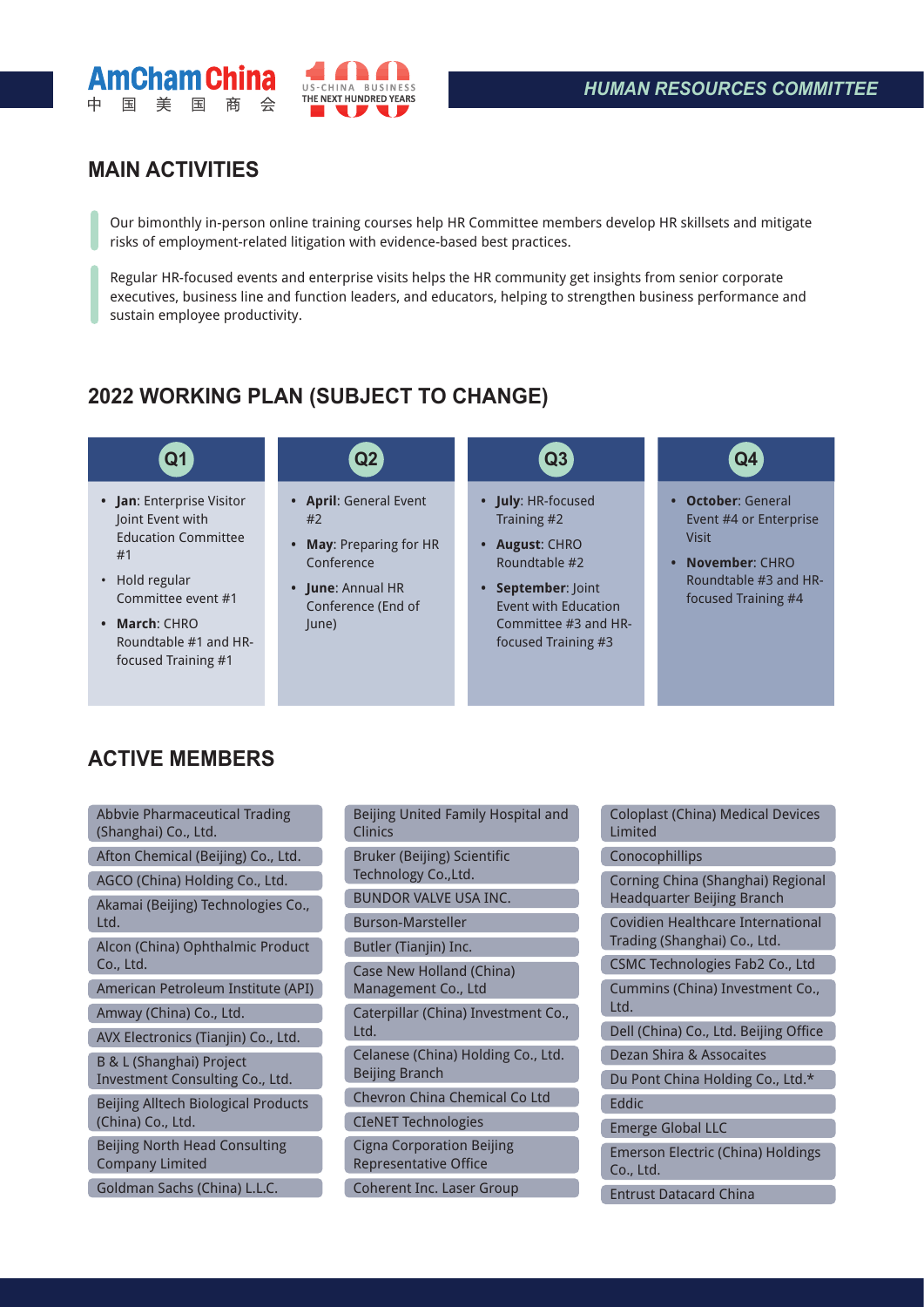## MAIN ACTIVITIES

Our bimonthly in-person online training courses help HR Committee members develop HR skillsets and mitigate risks of employment-related litigation with evidence-based best practices.

Regular HR-focused events and enterprise visits helps the HR community get insights from senior corporate executives, business line and function leaders, and educators, helping to strengthen business performance and sustain employee productivity.

## 2022 WORKING PLAN (SUBJECT TO CHANGE)

### Q1

- **Jan**: Enterprise Visitor Joint Event with Education Committee #1
- Hold regular Committee event #1
- **March**: CHRO Roundtable #1 and HR-focused Training #1

### Q2

- **April**: General Event #2
- **May**: Preparing for HR Conference
- **June**: Annual HR Conference (End of June)

### Q3

- **July**: HR-focused Training #2
- **August**: CHRO Roundtable #2
- **September**: Joint Event with Education Committee #3 and HR-focused Training #3

### Q4

- **October**: General Event #4 or Enterprise Visit
- **November**: CHRO Roundtable #3 and HR-focused Training #4

## ACTIVE MEMBERS

- Abbvie Pharmaceutical Trading (Shanghai) Co., Ltd.
- Afton Chemical (Beijing) Co., Ltd.
- AGCO (China) Holding Co., Ltd.
- Akamai (Beijing) Technologies Co., Ltd.
- Alcon (China) Ophthalmic Product Co., Ltd.
- American Petroleum Institute (API)
- Amway (China) Co., Ltd.
- AVX Electronics (Tianjin) Co., Ltd.
- B & L (Shanghai) Project Investment Consulting Co., Ltd.
- Beijing Alltech Biological Products (China) Co., Ltd.
- Beijing North Head Consulting Company Limited
- Goldman Sachs (China) L.L.C.
- Beijing United Family Hospital and Clinics
- Bruker (Beijing) Scientific Technology Co.,Ltd.
- BUNDOR VALVE USA INC.
- Burson-Marsteller
- Butler (Tianjin) Inc.
- Case New Holland (China) Management Co., Ltd
- Caterpillar (China) Investment Co., Ltd.
- Celanese (China) Holding Co., Ltd. Beijing Branch
- Chevron China Chemical Co Ltd
- CIeNET Technologies
- Cigna Corporation Beijing Representative Office
- Coherent Inc. Laser Group
- Coloplast (China) Medical Devices Limited
- Conocophillips
- Corning China (Shanghai) Regional Headquarter Beijing Branch
- Covidien Healthcare International Trading (Shanghai) Co., Ltd.
- CSMC Technologies Fab2 Co., Ltd
- Cummins (China) Investment Co., Ltd.
- Dell (China) Co., Ltd. Beijing Office
- Dezan Shira & Assocaites
- Du Pont China Holding Co., Ltd.*
- Eddic
- Emerge Global LLC
- Emerson Electric (China) Holdings Co., Ltd.
- Entrust Datacard China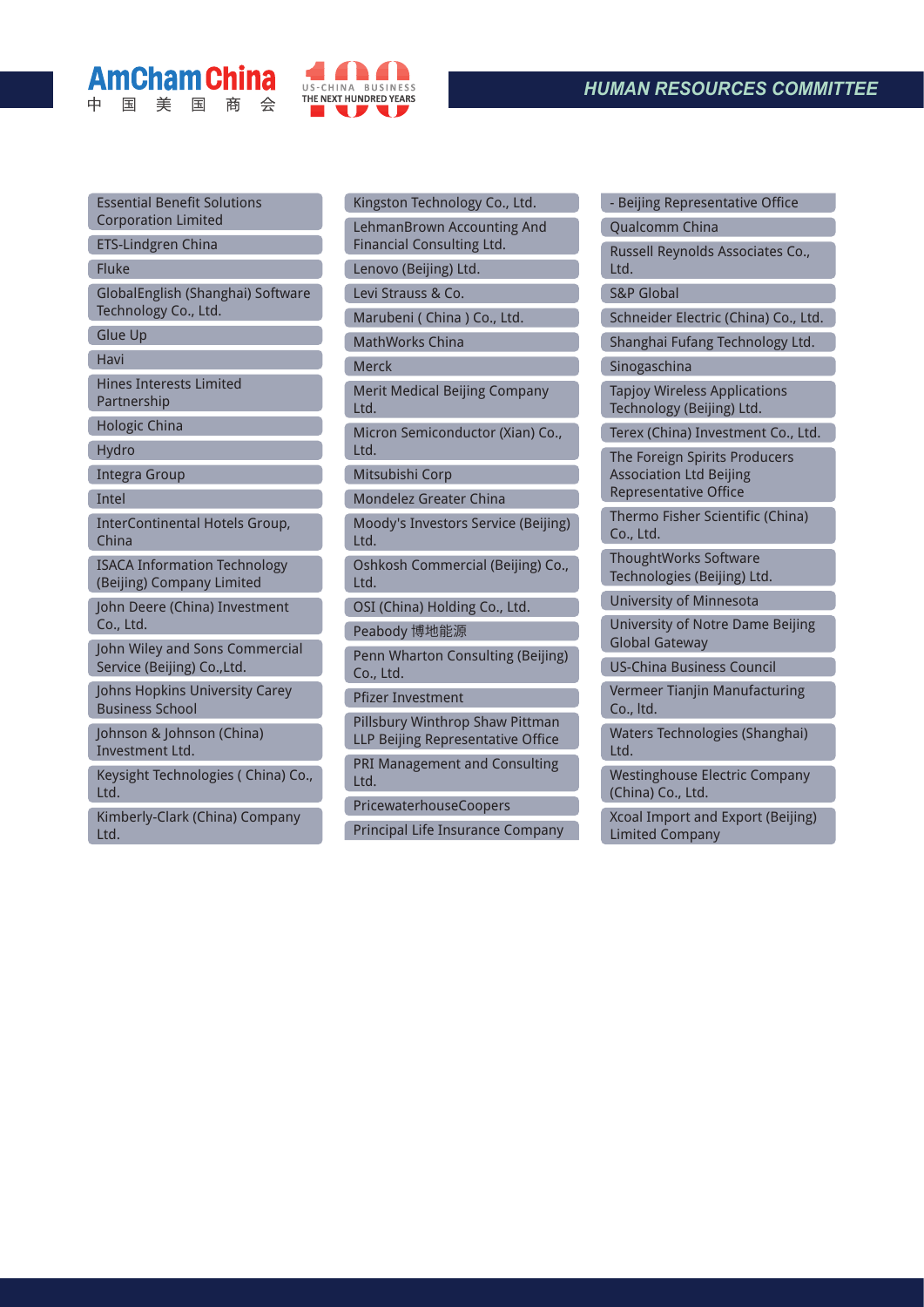- Essential Benefit Solutions Corporation Limited
- ETS-Lindgren China
- Fluke
- GlobalEnglish (Shanghai) Software Technology Co., Ltd.
- Glue Up
- Havi
- Hines Interests Limited Partnership
- Hologic China
- Hydro
- Integra Group
- Intel
- InterContinental Hotels Group, China
- ISACA Information Technology (Beijing) Company Limited
- John Deere (China) Investment Co., Ltd.
- John Wiley and Sons Commercial Service (Beijing) Co.,Ltd.
- Johns Hopkins University Carey Business School
- Johnson & Johnson (China) Investment Ltd.
- Keysight Technologies ( China) Co., Ltd.
- Kimberly-Clark (China) Company Ltd.
- Kingston Technology Co., Ltd.
- LehmanBrown Accounting And Financial Consulting Ltd.
- Lenovo (Beijing) Ltd.
- Levi Strauss & Co.
- Marubeni ( China ) Co., Ltd.
- MathWorks China
- Merck
- Merit Medical Beijing Company Ltd.
- Micron Semiconductor (Xian) Co., Ltd.
- Mitsubishi Corp
- Mondelez Greater China
- Moody's Investors Service (Beijing) Ltd.
- Oshkosh Commercial (Beijing) Co., Ltd.
- OSI (China) Holding Co., Ltd.
- Peabody 博地能源
- Penn Wharton Consulting (Beijing) Co., Ltd.
- Pfizer Investment
- Pillsbury Winthrop Shaw Pittman LLP Beijing Representative Office
- PRI Management and Consulting Ltd.
- PricewaterhouseCoopers
- Principal Life Insurance Company
- Beijing Representative Office
- Qualcomm China
- Russell Reynolds Associates Co., Ltd.
- S&P Global
- Schneider Electric (China) Co., Ltd.
- Shanghai Fufang Technology Ltd.
- Sinogaschina
- Tapjoy Wireless Applications Technology (Beijing) Ltd.
- Terex (China) Investment Co., Ltd.
- The Foreign Spirits Producers Association Ltd Beijing Representative Office
- Thermo Fisher Scientific (China) Co., Ltd.
- ThoughtWorks Software Technologies (Beijing) Ltd.
- University of Minnesota
- University of Notre Dame Beijing Global Gateway
- US-China Business Council
- Vermeer Tianjin Manufacturing Co., ltd.
- Waters Technologies (Shanghai) Ltd.
- Westinghouse Electric Company (China) Co., Ltd.
- Xcoal Import and Export (Beijing) Limited Company